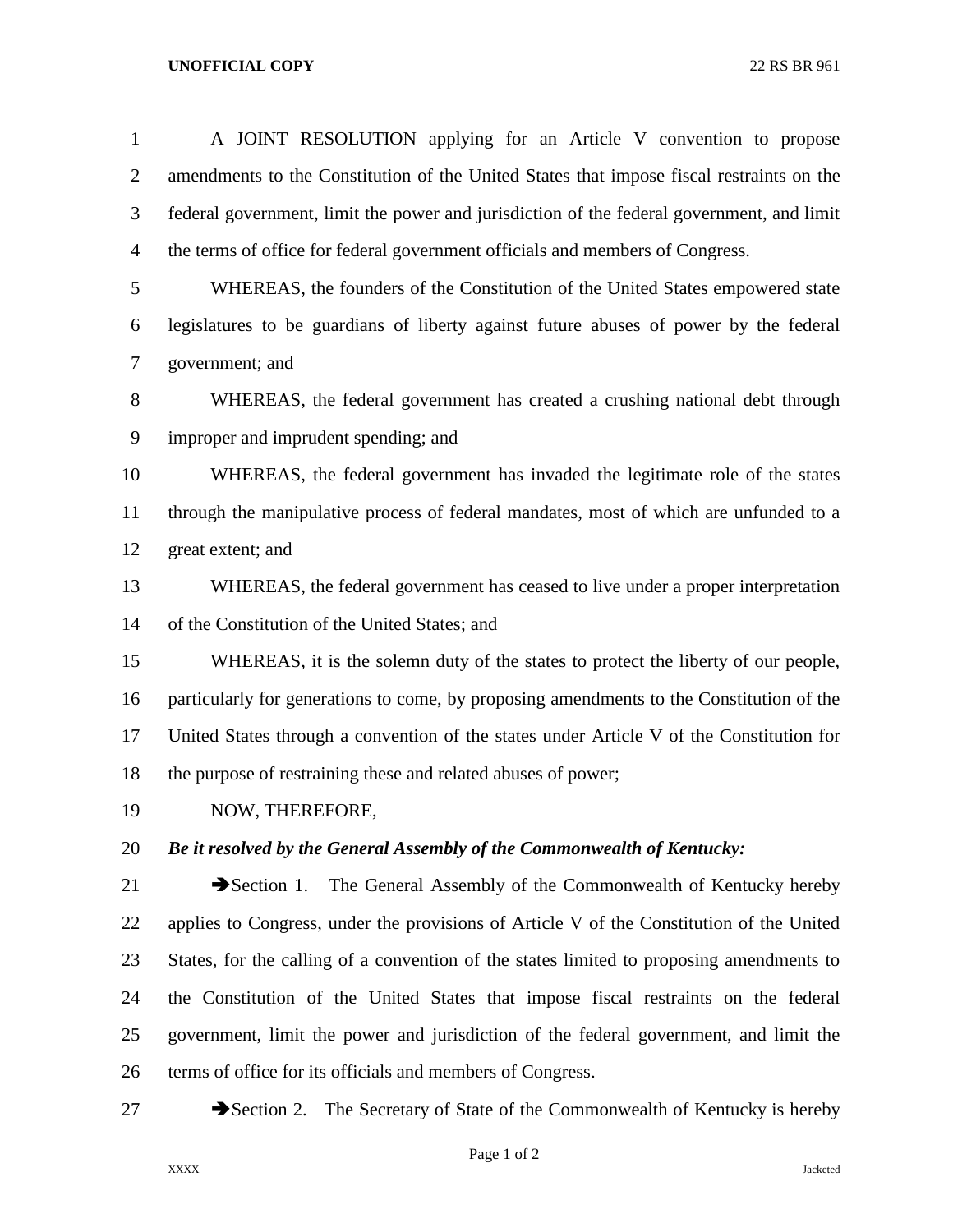A JOINT RESOLUTION applying for an Article V convention to propose amendments to the Constitution of the United States that impose fiscal restraints on the federal government, limit the power and jurisdiction of the federal government, and limit the terms of office for federal government officials and members of Congress.

WHEREAS, the founders of the Constitution of the United States empowered state legislatures to be guardians of liberty against future abuses of power by the federal government; and

WHEREAS, the federal government has created a crushing national debt through improper and imprudent spending; and

WHEREAS, the federal government has invaded the legitimate role of the states through the manipulative process of federal mandates, most of which are unfunded to a great extent; and

WHEREAS, the federal government has ceased to live under a proper interpretation of the Constitution of the United States; and

WHEREAS, it is the solemn duty of the states to protect the liberty of our people, particularly for generations to come, by proposing amendments to the Constitution of the United States through a convention of the states under Article V of the Constitution for the purpose of restraining these and related abuses of power;

NOW, THEREFORE,

***Be it resolved by the General Assembly of the Commonwealth of Kentucky:***

➔Section 1. The General Assembly of the Commonwealth of Kentucky hereby applies to Congress, under the provisions of Article V of the Constitution of the United States, for the calling of a convention of the states limited to proposing amendments to the Constitution of the United States that impose fiscal restraints on the federal government, limit the power and jurisdiction of the federal government, and limit the terms of office for its officials and members of Congress.

➔Section 2. The Secretary of State of the Commonwealth of Kentucky is hereby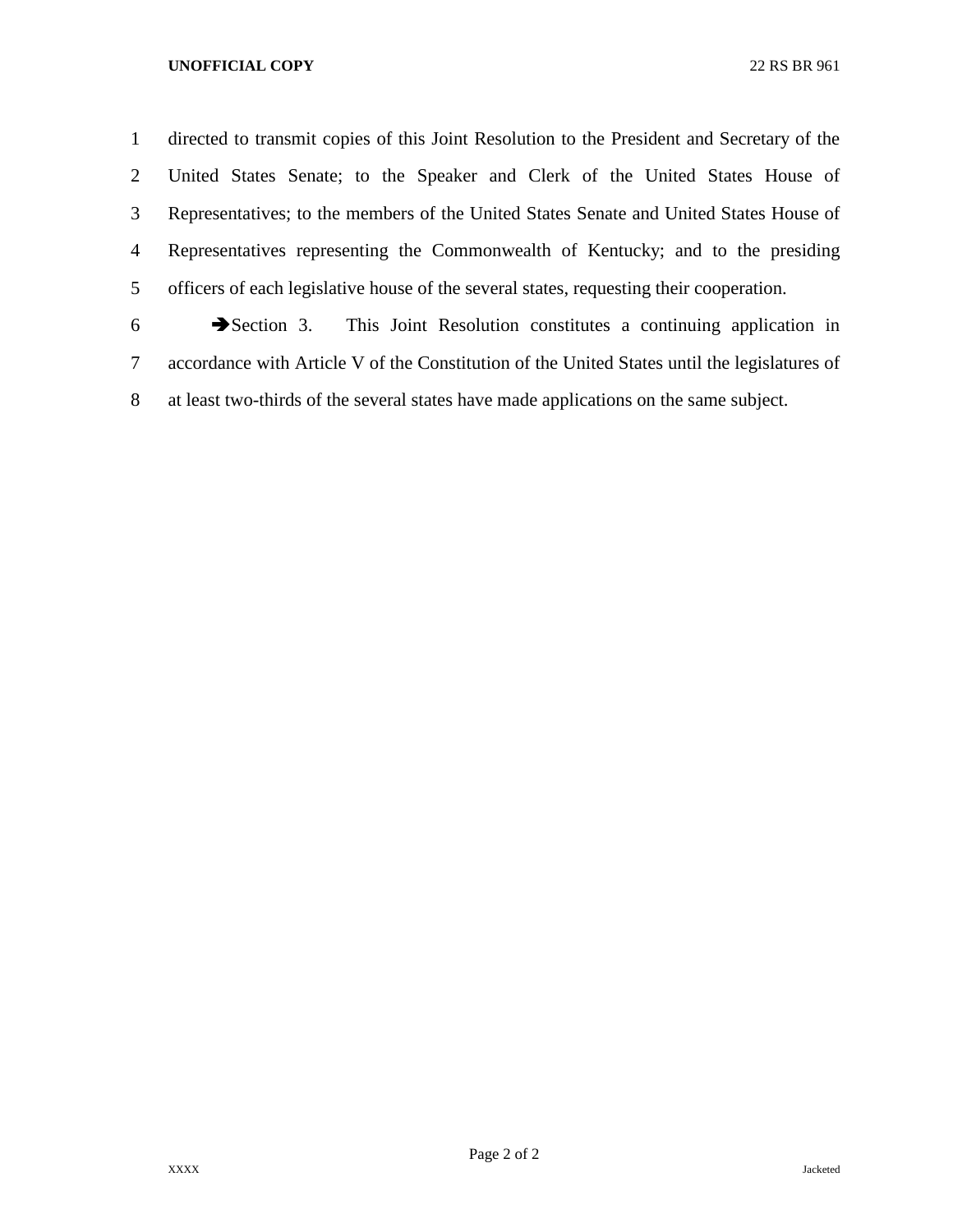directed to transmit copies of this Joint Resolution to the President and Secretary of the United States Senate; to the Speaker and Clerk of the United States House of Representatives; to the members of the United States Senate and United States House of Representatives representing the Commonwealth of Kentucky; and to the presiding officers of each legislative house of the several states, requesting their cooperation.

➔Section 3. This Joint Resolution constitutes a continuing application in accordance with Article V of the Constitution of the United States until the legislatures of at least two-thirds of the several states have made applications on the same subject.